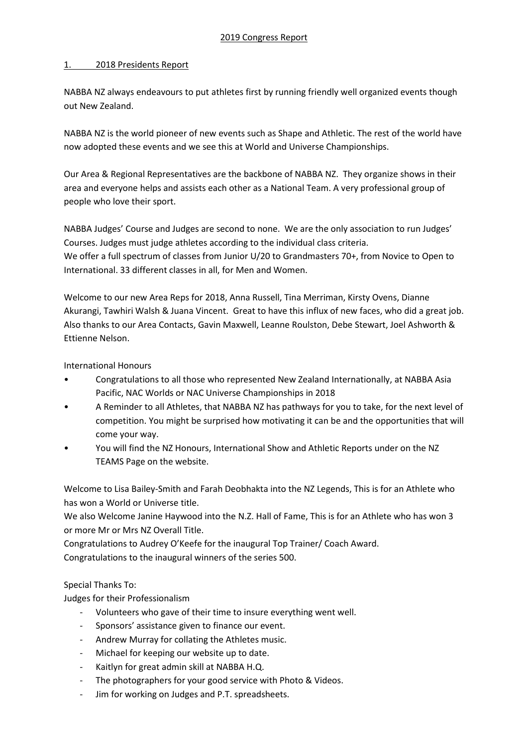# 2019 Congress Report

## 1. 2018 Presidents Report

NABBA NZ always endeavours to put athletes first by running friendly well organized events though out New Zealand.

NABBA NZ is the world pioneer of new events such as Shape and Athletic. The rest of the world have now adopted these events and we see this at World and Universe Championships.

Our Area & Regional Representatives are the backbone of NABBA NZ. They organize shows in their area and everyone helps and assists each other as a National Team. A very professional group of people who love their sport.

NABBA Judges' Course and Judges are second to none. We are the only association to run Judges' Courses. Judges must judge athletes according to the individual class criteria.
We offer a full spectrum of classes from Junior U/20 to Grandmasters 70+, from Novice to Open to International. 33 different classes in all, for Men and Women.

Welcome to our new Area Reps for 2018, Anna Russell, Tina Merriman, Kirsty Ovens, Dianne Akurangi, Tawhiri Walsh & Juana Vincent. Great to have this influx of new faces, who did a great job. Also thanks to our Area Contacts, Gavin Maxwell, Leanne Roulston, Debe Stewart, Joel Ashworth & Ettienne Nelson.

International Honours

- Congratulations to all those who represented New Zealand Internationally, at NABBA Asia Pacific, NAC Worlds or NAC Universe Championships in 2018
- A Reminder to all Athletes, that NABBA NZ has pathways for you to take, for the next level of competition. You might be surprised how motivating it can be and the opportunities that will come your way.
- You will find the NZ Honours, International Show and Athletic Reports under on the NZ TEAMS Page on the website.

Welcome to Lisa Bailey-Smith and Farah Deobhakta into the NZ Legends, This is for an Athlete who has won a World or Universe title.
We also Welcome Janine Haywood into the N.Z. Hall of Fame, This is for an Athlete who has won 3 or more Mr or Mrs NZ Overall Title.
Congratulations to Audrey O'Keefe for the inaugural Top Trainer/ Coach Award.
Congratulations to the inaugural winners of the series 500.

Special Thanks To:
Judges for their Professionalism

- Volunteers who gave of their time to insure everything went well.
- Sponsors' assistance given to finance our event.
- Andrew Murray for collating the Athletes music.
- Michael for keeping our website up to date.
- Kaitlyn for great admin skill at NABBA H.Q.
- The photographers for your good service with Photo & Videos.
- Jim for working on Judges and P.T. spreadsheets.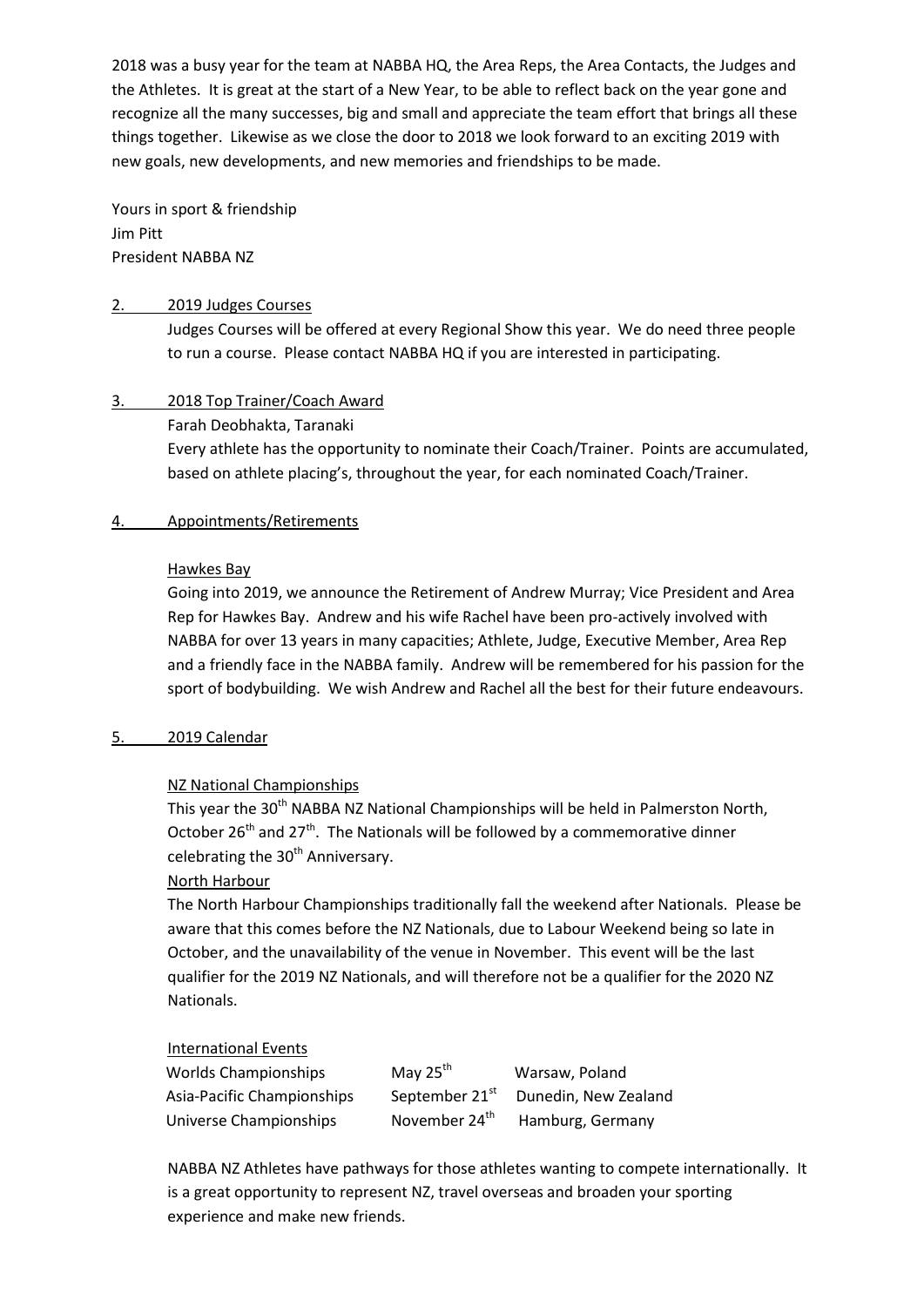2018 was a busy year for the team at NABBA HQ, the Area Reps, the Area Contacts, the Judges and the Athletes. It is great at the start of a New Year, to be able to reflect back on the year gone and recognize all the many successes, big and small and appreciate the team effort that brings all these things together. Likewise as we close the door to 2018 we look forward to an exciting 2019 with new goals, new developments, and new memories and friendships to be made.

Yours in sport & friendship
Jim Pitt
President NABBA NZ

## 2. 2019 Judges Courses

Judges Courses will be offered at every Regional Show this year. We do need three people to run a course. Please contact NABBA HQ if you are interested in participating.

## 3. 2018 Top Trainer/Coach Award

Farah Deobhakta, Taranaki

Every athlete has the opportunity to nominate their Coach/Trainer. Points are accumulated, based on athlete placing's, throughout the year, for each nominated Coach/Trainer.

## 4. Appointments/Retirements

### Hawkes Bay

Going into 2019, we announce the Retirement of Andrew Murray; Vice President and Area Rep for Hawkes Bay. Andrew and his wife Rachel have been pro-actively involved with NABBA for over 13 years in many capacities; Athlete, Judge, Executive Member, Area Rep and a friendly face in the NABBA family. Andrew will be remembered for his passion for the sport of bodybuilding. We wish Andrew and Rachel all the best for their future endeavours.

## 5. 2019 Calendar

### NZ National Championships

This year the 30th NABBA NZ National Championships will be held in Palmerston North, October 26th and 27th. The Nationals will be followed by a commemorative dinner celebrating the 30th Anniversary.

### North Harbour

The North Harbour Championships traditionally fall the weekend after Nationals. Please be aware that this comes before the NZ Nationals, due to Labour Weekend being so late in October, and the unavailability of the venue in November. This event will be the last qualifier for the 2019 NZ Nationals, and will therefore not be a qualifier for the 2020 NZ Nationals.

### International Events

| | | |
|---|---|---|
| Worlds Championships | May 25th | Warsaw, Poland |
| Asia-Pacific Championships | September 21st | Dunedin, New Zealand |
| Universe Championships | November 24th | Hamburg, Germany |

NABBA NZ Athletes have pathways for those athletes wanting to compete internationally. It is a great opportunity to represent NZ, travel overseas and broaden your sporting experience and make new friends.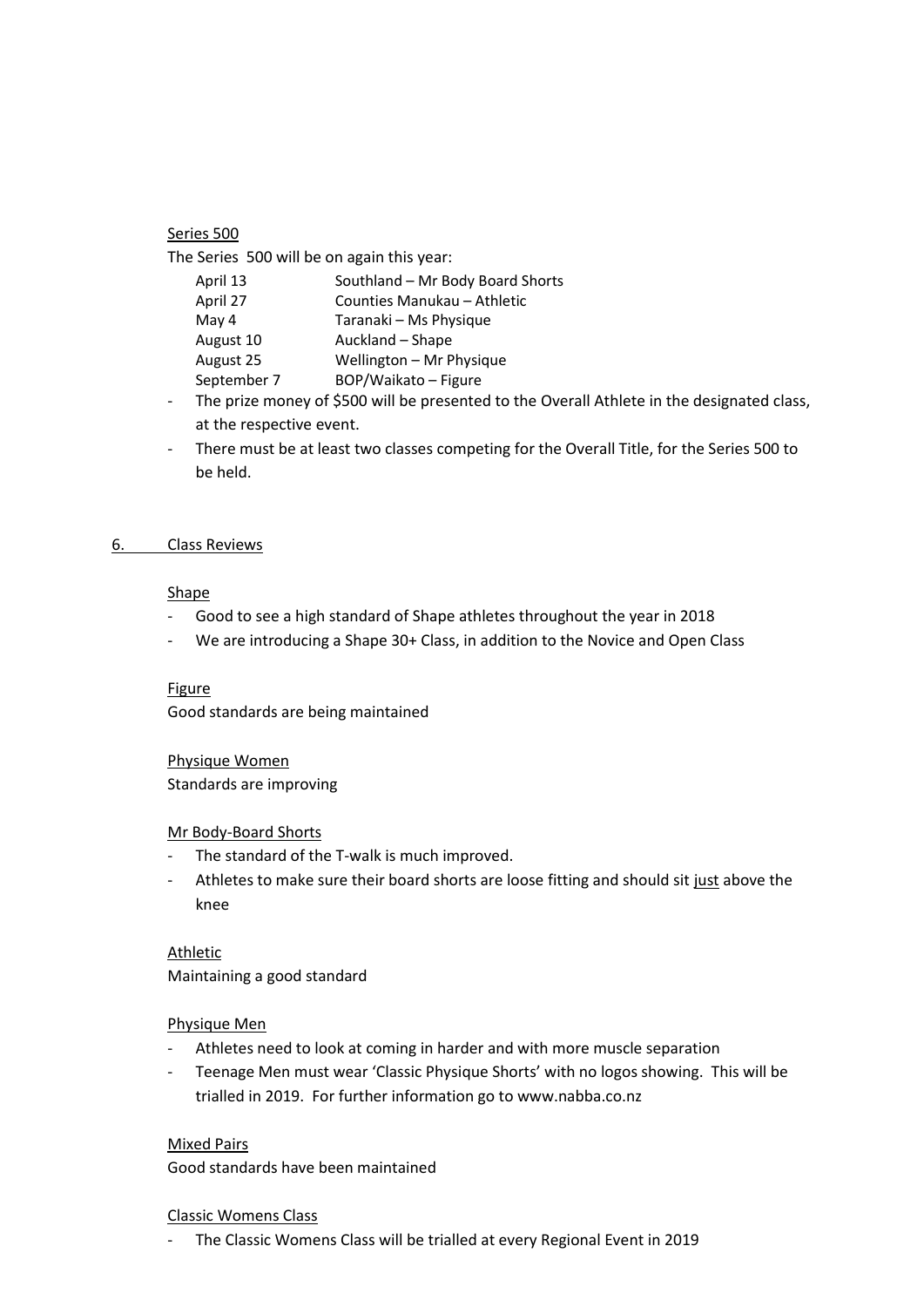Series 500

The Series 500 will be on again this year:

| | |
|---|---|
| April 13 | Southland – Mr Body Board Shorts |
| April 27 | Counties Manukau – Athletic |
| May 4 | Taranaki – Ms Physique |
| August 10 | Auckland – Shape |
| August 25 | Wellington – Mr Physique |
| September 7 | BOP/Waikato – Figure |

- The prize money of $500 will be presented to the Overall Athlete in the designated class, at the respective event.
- There must be at least two classes competing for the Overall Title, for the Series 500 to be held.

## 6. Class Reviews

Shape

- Good to see a high standard of Shape athletes throughout the year in 2018
- We are introducing a Shape 30+ Class, in addition to the Novice and Open Class

Figure

Good standards are being maintained

Physique Women

Standards are improving

Mr Body-Board Shorts

- The standard of the T-walk is much improved.
- Athletes to make sure their board shorts are loose fitting and should sit just above the knee

Athletic

Maintaining a good standard

Physique Men

- Athletes need to look at coming in harder and with more muscle separation
- Teenage Men must wear 'Classic Physique Shorts' with no logos showing. This will be trialled in 2019. For further information go to www.nabba.co.nz

Mixed Pairs

Good standards have been maintained

Classic Womens Class

- The Classic Womens Class will be trialled at every Regional Event in 2019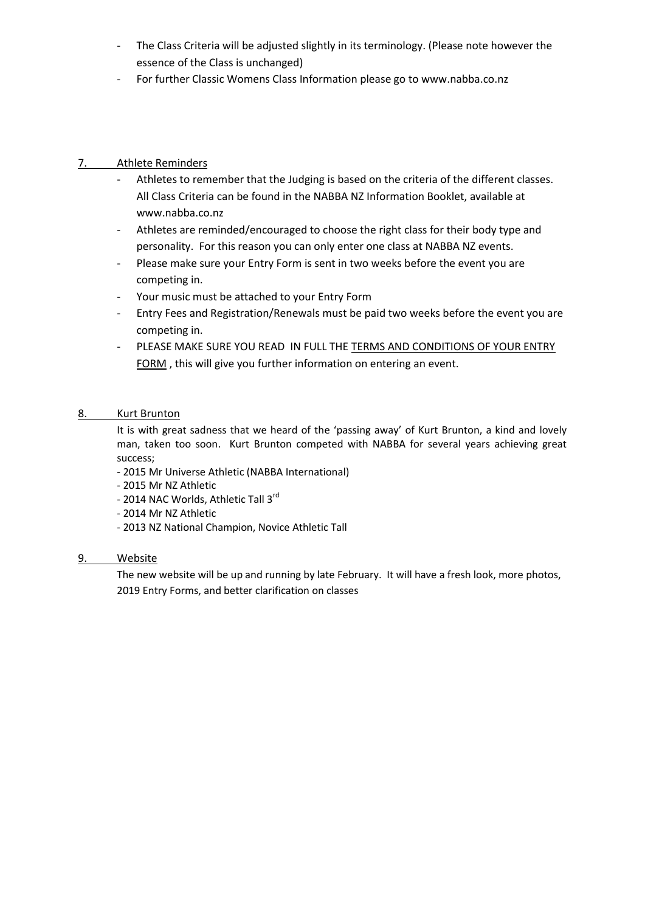- The Class Criteria will be adjusted slightly in its terminology. (Please note however the essence of the Class is unchanged)
- For further Classic Womens Class Information please go to www.nabba.co.nz

## 7. Athlete Reminders

- Athletes to remember that the Judging is based on the criteria of the different classes. All Class Criteria can be found in the NABBA NZ Information Booklet, available at www.nabba.co.nz
- Athletes are reminded/encouraged to choose the right class for their body type and personality. For this reason you can only enter one class at NABBA NZ events.
- Please make sure your Entry Form is sent in two weeks before the event you are competing in.
- Your music must be attached to your Entry Form
- Entry Fees and Registration/Renewals must be paid two weeks before the event you are competing in.
- PLEASE MAKE SURE YOU READ IN FULL THE TERMS AND CONDITIONS OF YOUR ENTRY FORM , this will give you further information on entering an event.

## 8. Kurt Brunton

It is with great sadness that we heard of the 'passing away' of Kurt Brunton, a kind and lovely man, taken too soon. Kurt Brunton competed with NABBA for several years achieving great success;

- 2015 Mr Universe Athletic (NABBA International)
- 2015 Mr NZ Athletic
- 2014 NAC Worlds, Athletic Tall 3rd
- 2014 Mr NZ Athletic
- 2013 NZ National Champion, Novice Athletic Tall

## 9. Website

The new website will be up and running by late February. It will have a fresh look, more photos, 2019 Entry Forms, and better clarification on classes